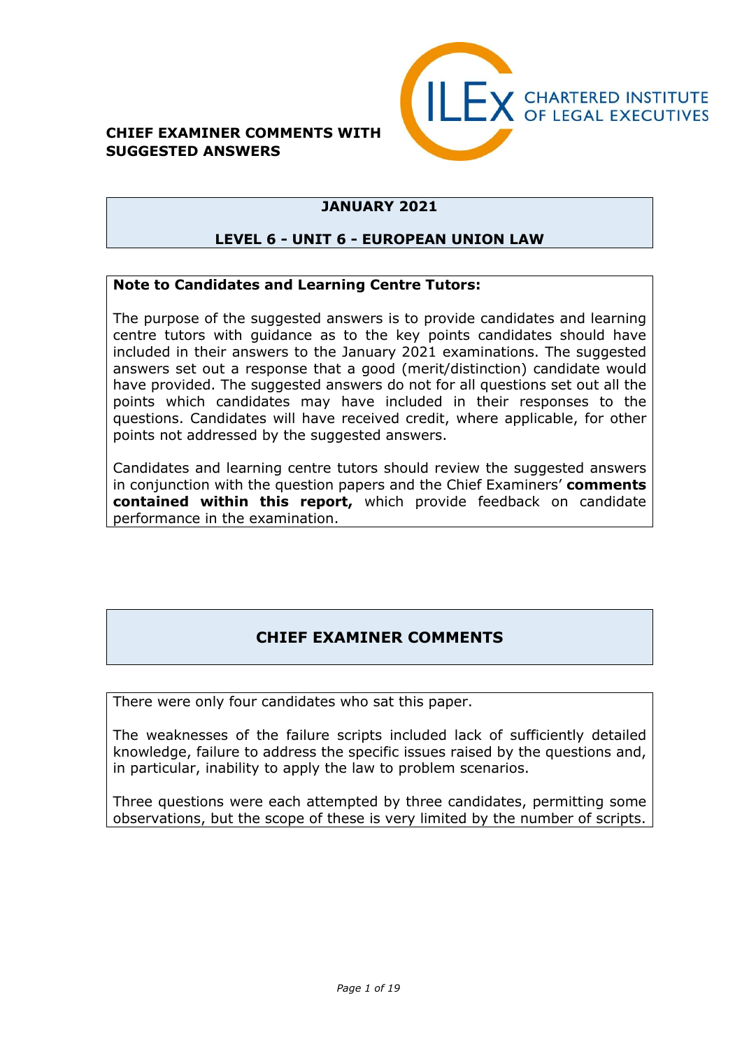**CHIEF EXAMINER COMMENTS WITH SUGGESTED ANSWERS**

CHARTERED INSTITUTE OF LEGAL EXECUTIVES

## JANUARY 2021

## LEVEL 6 - UNIT 6 - EUROPEAN UNION LAW

**Note to Candidates and Learning Centre Tutors:**

The purpose of the suggested answers is to provide candidates and learning centre tutors with guidance as to the key points candidates should have included in their answers to the January 2021 examinations. The suggested answers set out a response that a good (merit/distinction) candidate would have provided. The suggested answers do not for all questions set out all the points which candidates may have included in their responses to the questions. Candidates will have received credit, where applicable, for other points not addressed by the suggested answers.

Candidates and learning centre tutors should review the suggested answers in conjunction with the question papers and the Chief Examiners' **comments contained within this report,** which provide feedback on candidate performance in the examination.

## CHIEF EXAMINER COMMENTS

There were only four candidates who sat this paper.

The weaknesses of the failure scripts included lack of sufficiently detailed knowledge, failure to address the specific issues raised by the questions and, in particular, inability to apply the law to problem scenarios.

Three questions were each attempted by three candidates, permitting some observations, but the scope of these is very limited by the number of scripts.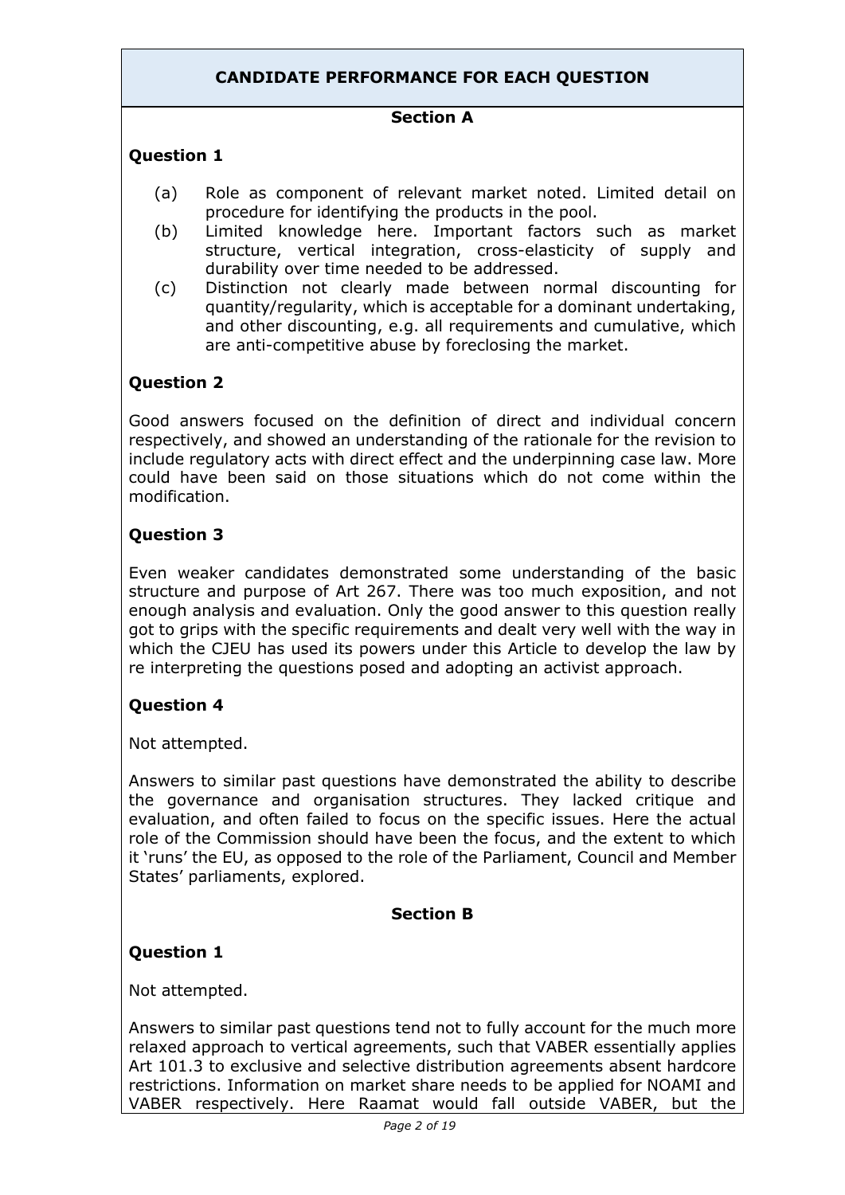## CANDIDATE PERFORMANCE FOR EACH QUESTION

### Section A

**Question 1**

(a) Role as component of relevant market noted. Limited detail on procedure for identifying the products in the pool.

(b) Limited knowledge here. Important factors such as market structure, vertical integration, cross-elasticity of supply and durability over time needed to be addressed.

(c) Distinction not clearly made between normal discounting for quantity/regularity, which is acceptable for a dominant undertaking, and other discounting, e.g. all requirements and cumulative, which are anti-competitive abuse by foreclosing the market.

**Question 2**

Good answers focused on the definition of direct and individual concern respectively, and showed an understanding of the rationale for the revision to include regulatory acts with direct effect and the underpinning case law. More could have been said on those situations which do not come within the modification.

**Question 3**

Even weaker candidates demonstrated some understanding of the basic structure and purpose of Art 267. There was too much exposition, and not enough analysis and evaluation. Only the good answer to this question really got to grips with the specific requirements and dealt very well with the way in which the CJEU has used its powers under this Article to develop the law by re interpreting the questions posed and adopting an activist approach.

**Question 4**

Not attempted.

Answers to similar past questions have demonstrated the ability to describe the governance and organisation structures. They lacked critique and evaluation, and often failed to focus on the specific issues. Here the actual role of the Commission should have been the focus, and the extent to which it 'runs' the EU, as opposed to the role of the Parliament, Council and Member States' parliaments, explored.

### Section B

**Question 1**

Not attempted.

Answers to similar past questions tend not to fully account for the much more relaxed approach to vertical agreements, such that VABER essentially applies Art 101.3 to exclusive and selective distribution agreements absent hardcore restrictions. Information on market share needs to be applied for NOAMI and VABER respectively. Here Raamat would fall outside VABER, but the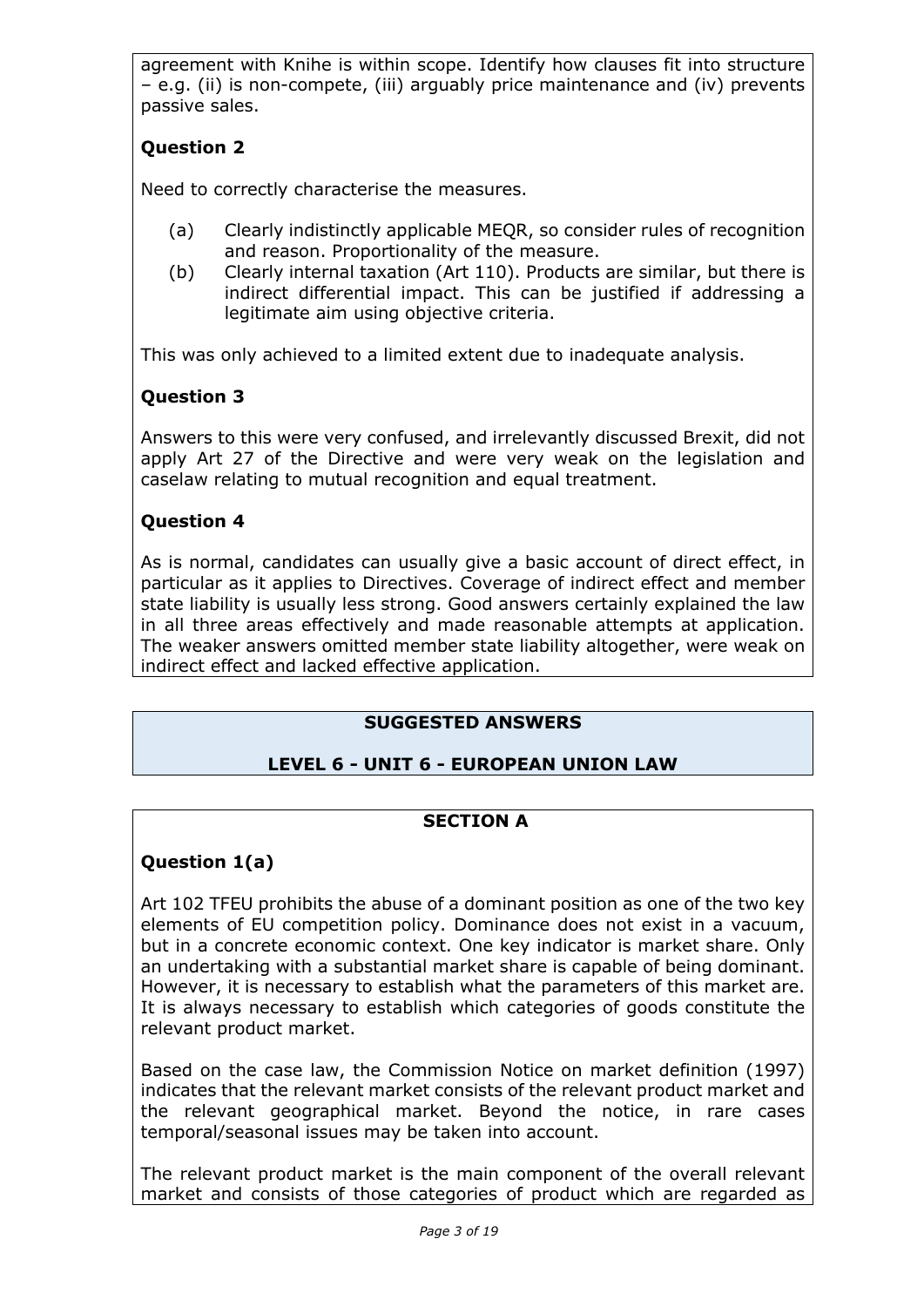agreement with Knihe is within scope. Identify how clauses fit into structure – e.g. (ii) is non-compete, (iii) arguably price maintenance and (iv) prevents passive sales.

**Question 2**

Need to correctly characterise the measures.

(a) Clearly indistinctly applicable MEQR, so consider rules of recognition and reason. Proportionality of the measure.

(b) Clearly internal taxation (Art 110). Products are similar, but there is indirect differential impact. This can be justified if addressing a legitimate aim using objective criteria.

This was only achieved to a limited extent due to inadequate analysis.

**Question 3**

Answers to this were very confused, and irrelevantly discussed Brexit, did not apply Art 27 of the Directive and were very weak on the legislation and caselaw relating to mutual recognition and equal treatment.

**Question 4**

As is normal, candidates can usually give a basic account of direct effect, in particular as it applies to Directives. Coverage of indirect effect and member state liability is usually less strong. Good answers certainly explained the law in all three areas effectively and made reasonable attempts at application. The weaker answers omitted member state liability altogether, were weak on indirect effect and lacked effective application.

## SUGGESTED ANSWERS

## LEVEL 6 - UNIT 6 - EUROPEAN UNION LAW

## SECTION A

**Question 1(a)**

Art 102 TFEU prohibits the abuse of a dominant position as one of the two key elements of EU competition policy. Dominance does not exist in a vacuum, but in a concrete economic context. One key indicator is market share. Only an undertaking with a substantial market share is capable of being dominant. However, it is necessary to establish what the parameters of this market are. It is always necessary to establish which categories of goods constitute the relevant product market.

Based on the case law, the Commission Notice on market definition (1997) indicates that the relevant market consists of the relevant product market and the relevant geographical market. Beyond the notice, in rare cases temporal/seasonal issues may be taken into account.

The relevant product market is the main component of the overall relevant market and consists of those categories of product which are regarded as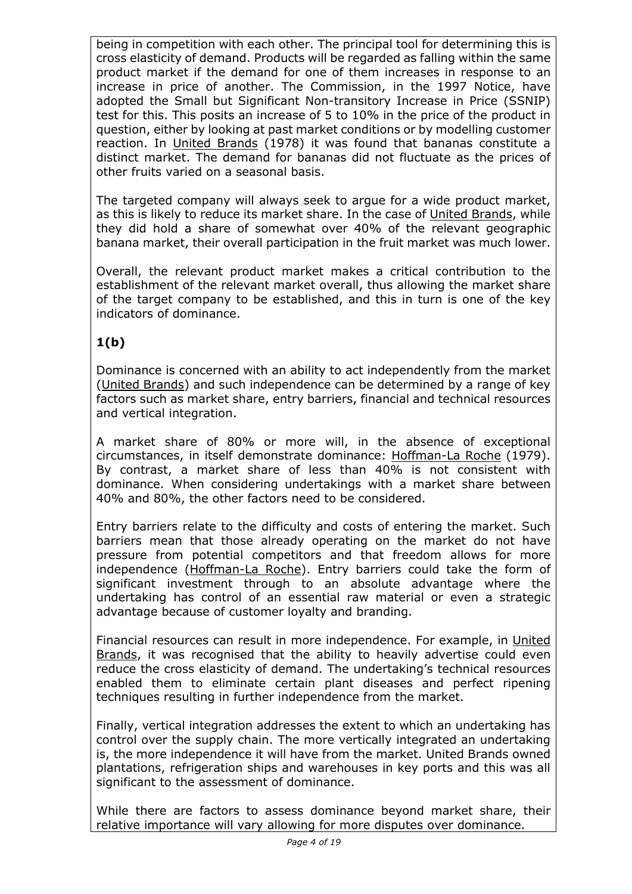being in competition with each other. The principal tool for determining this is cross elasticity of demand. Products will be regarded as falling within the same product market if the demand for one of them increases in response to an increase in price of another. The Commission, in the 1997 Notice, have adopted the Small but Significant Non-transitory Increase in Price (SSNIP) test for this. This posits an increase of 5 to 10% in the price of the product in question, either by looking at past market conditions or by modelling customer reaction. In United Brands (1978) it was found that bananas constitute a distinct market. The demand for bananas did not fluctuate as the prices of other fruits varied on a seasonal basis.

The targeted company will always seek to argue for a wide product market, as this is likely to reduce its market share. In the case of United Brands, while they did hold a share of somewhat over 40% of the relevant geographic banana market, their overall participation in the fruit market was much lower.

Overall, the relevant product market makes a critical contribution to the establishment of the relevant market overall, thus allowing the market share of the target company to be established, and this in turn is one of the key indicators of dominance.

**1(b)**

Dominance is concerned with an ability to act independently from the market (United Brands) and such independence can be determined by a range of key factors such as market share, entry barriers, financial and technical resources and vertical integration.

A market share of 80% or more will, in the absence of exceptional circumstances, in itself demonstrate dominance: Hoffman-La Roche (1979). By contrast, a market share of less than 40% is not consistent with dominance. When considering undertakings with a market share between 40% and 80%, the other factors need to be considered.

Entry barriers relate to the difficulty and costs of entering the market. Such barriers mean that those already operating on the market do not have pressure from potential competitors and that freedom allows for more independence (Hoffman-La Roche). Entry barriers could take the form of significant investment through to an absolute advantage where the undertaking has control of an essential raw material or even a strategic advantage because of customer loyalty and branding.

Financial resources can result in more independence. For example, in United Brands, it was recognised that the ability to heavily advertise could even reduce the cross elasticity of demand. The undertaking's technical resources enabled them to eliminate certain plant diseases and perfect ripening techniques resulting in further independence from the market.

Finally, vertical integration addresses the extent to which an undertaking has control over the supply chain. The more vertically integrated an undertaking is, the more independence it will have from the market. United Brands owned plantations, refrigeration ships and warehouses in key ports and this was all significant to the assessment of dominance.

While there are factors to assess dominance beyond market share, their relative importance will vary allowing for more disputes over dominance.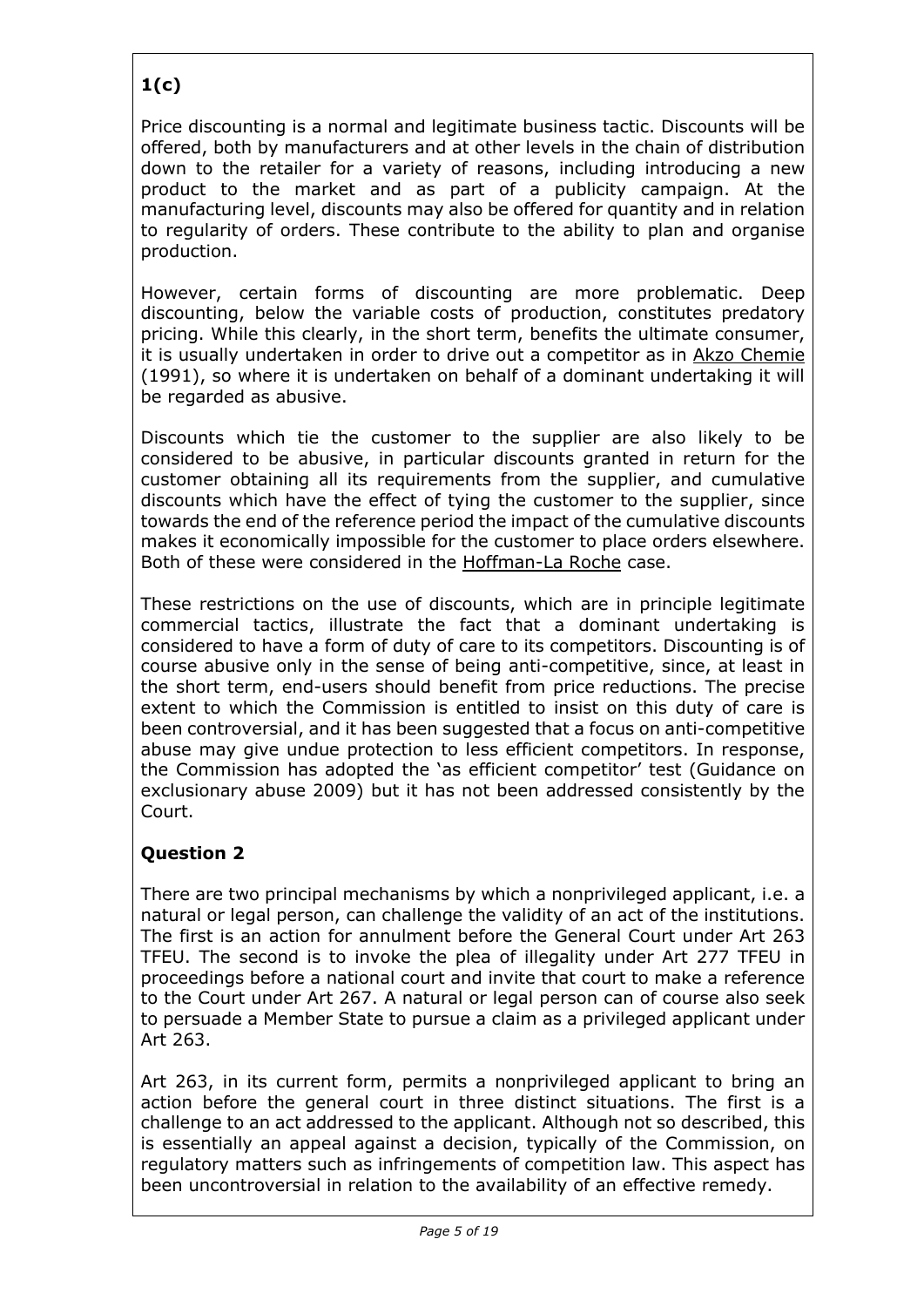## 1(c)

Price discounting is a normal and legitimate business tactic. Discounts will be offered, both by manufacturers and at other levels in the chain of distribution down to the retailer for a variety of reasons, including introducing a new product to the market and as part of a publicity campaign. At the manufacturing level, discounts may also be offered for quantity and in relation to regularity of orders. These contribute to the ability to plan and organise production.

However, certain forms of discounting are more problematic. Deep discounting, below the variable costs of production, constitutes predatory pricing. While this clearly, in the short term, benefits the ultimate consumer, it is usually undertaken in order to drive out a competitor as in Akzo Chemie (1991), so where it is undertaken on behalf of a dominant undertaking it will be regarded as abusive.

Discounts which tie the customer to the supplier are also likely to be considered to be abusive, in particular discounts granted in return for the customer obtaining all its requirements from the supplier, and cumulative discounts which have the effect of tying the customer to the supplier, since towards the end of the reference period the impact of the cumulative discounts makes it economically impossible for the customer to place orders elsewhere. Both of these were considered in the Hoffman-La Roche case.

These restrictions on the use of discounts, which are in principle legitimate commercial tactics, illustrate the fact that a dominant undertaking is considered to have a form of duty of care to its competitors. Discounting is of course abusive only in the sense of being anti-competitive, since, at least in the short term, end-users should benefit from price reductions. The precise extent to which the Commission is entitled to insist on this duty of care is been controversial, and it has been suggested that a focus on anti-competitive abuse may give undue protection to less efficient competitors. In response, the Commission has adopted the 'as efficient competitor' test (Guidance on exclusionary abuse 2009) but it has not been addressed consistently by the Court.

## Question 2

There are two principal mechanisms by which a nonprivileged applicant, i.e. a natural or legal person, can challenge the validity of an act of the institutions. The first is an action for annulment before the General Court under Art 263 TFEU. The second is to invoke the plea of illegality under Art 277 TFEU in proceedings before a national court and invite that court to make a reference to the Court under Art 267. A natural or legal person can of course also seek to persuade a Member State to pursue a claim as a privileged applicant under Art 263.

Art 263, in its current form, permits a nonprivileged applicant to bring an action before the general court in three distinct situations. The first is a challenge to an act addressed to the applicant. Although not so described, this is essentially an appeal against a decision, typically of the Commission, on regulatory matters such as infringements of competition law. This aspect has been uncontroversial in relation to the availability of an effective remedy.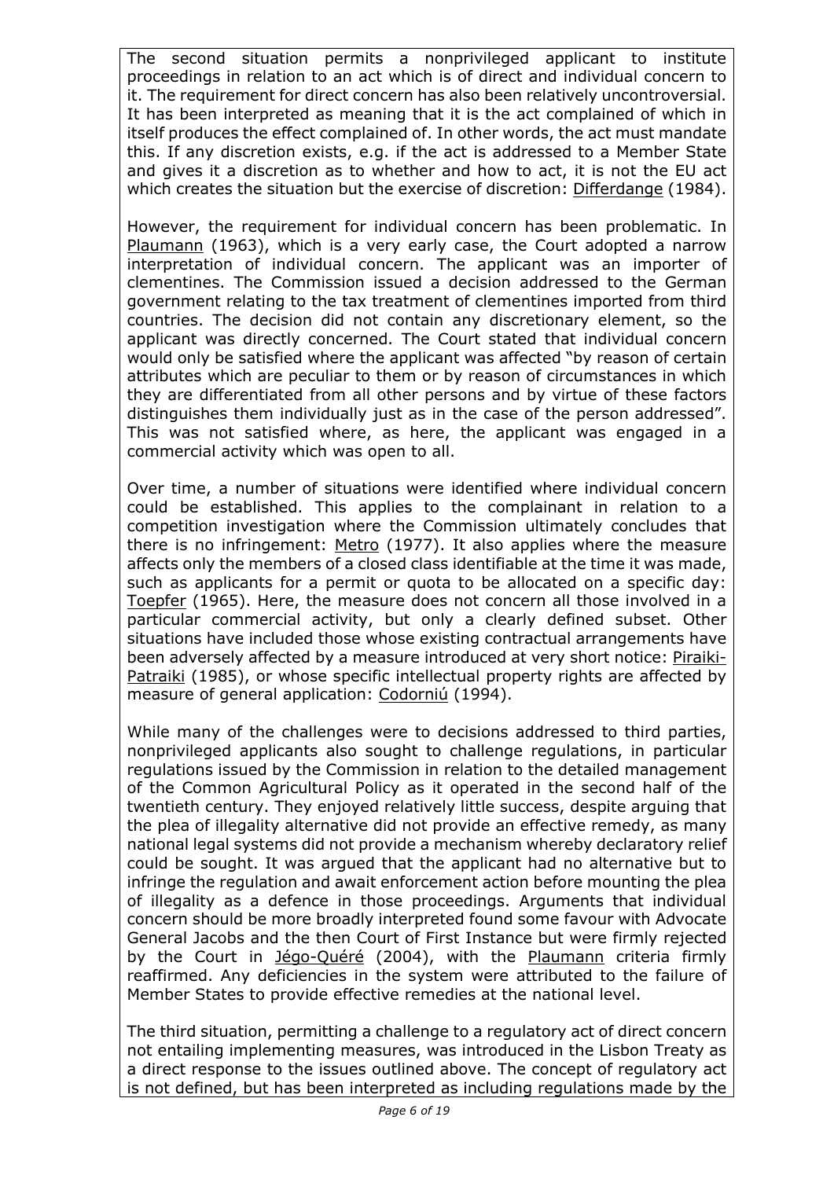The second situation permits a nonprivileged applicant to institute proceedings in relation to an act which is of direct and individual concern to it. The requirement for direct concern has also been relatively uncontroversial. It has been interpreted as meaning that it is the act complained of which in itself produces the effect complained of. In other words, the act must mandate this. If any discretion exists, e.g. if the act is addressed to a Member State and gives it a discretion as to whether and how to act, it is not the EU act which creates the situation but the exercise of discretion: Differdange (1984).

However, the requirement for individual concern has been problematic. In Plaumann (1963), which is a very early case, the Court adopted a narrow interpretation of individual concern. The applicant was an importer of clementines. The Commission issued a decision addressed to the German government relating to the tax treatment of clementines imported from third countries. The decision did not contain any discretionary element, so the applicant was directly concerned. The Court stated that individual concern would only be satisfied where the applicant was affected "by reason of certain attributes which are peculiar to them or by reason of circumstances in which they are differentiated from all other persons and by virtue of these factors distinguishes them individually just as in the case of the person addressed". This was not satisfied where, as here, the applicant was engaged in a commercial activity which was open to all.

Over time, a number of situations were identified where individual concern could be established. This applies to the complainant in relation to a competition investigation where the Commission ultimately concludes that there is no infringement: Metro (1977). It also applies where the measure affects only the members of a closed class identifiable at the time it was made, such as applicants for a permit or quota to be allocated on a specific day: Toepfer (1965). Here, the measure does not concern all those involved in a particular commercial activity, but only a clearly defined subset. Other situations have included those whose existing contractual arrangements have been adversely affected by a measure introduced at very short notice: Piraiki-Patraiki (1985), or whose specific intellectual property rights are affected by measure of general application: Codorniú (1994).

While many of the challenges were to decisions addressed to third parties, nonprivileged applicants also sought to challenge regulations, in particular regulations issued by the Commission in relation to the detailed management of the Common Agricultural Policy as it operated in the second half of the twentieth century. They enjoyed relatively little success, despite arguing that the plea of illegality alternative did not provide an effective remedy, as many national legal systems did not provide a mechanism whereby declaratory relief could be sought. It was argued that the applicant had no alternative but to infringe the regulation and await enforcement action before mounting the plea of illegality as a defence in those proceedings. Arguments that individual concern should be more broadly interpreted found some favour with Advocate General Jacobs and the then Court of First Instance but were firmly rejected by the Court in Jégo-Quéré (2004), with the Plaumann criteria firmly reaffirmed. Any deficiencies in the system were attributed to the failure of Member States to provide effective remedies at the national level.

The third situation, permitting a challenge to a regulatory act of direct concern not entailing implementing measures, was introduced in the Lisbon Treaty as a direct response to the issues outlined above. The concept of regulatory act is not defined, but has been interpreted as including regulations made by the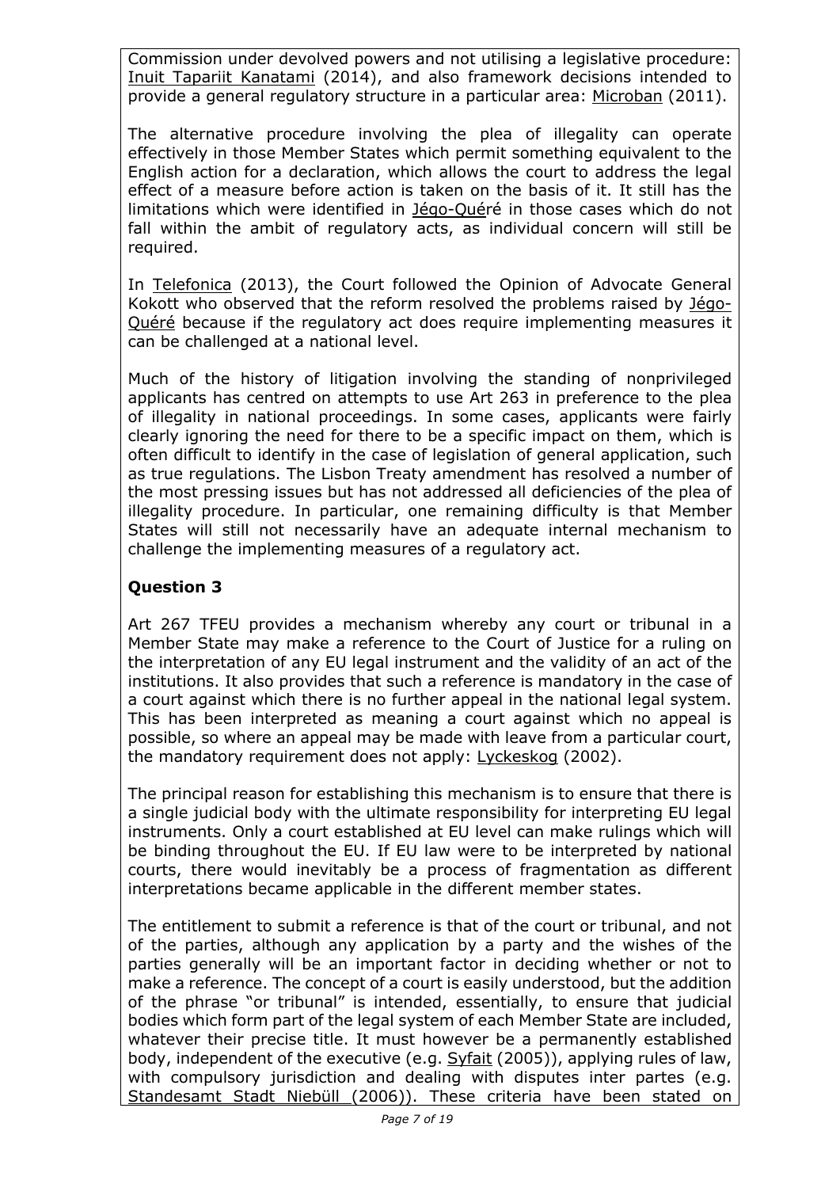Commission under devolved powers and not utilising a legislative procedure: Inuit Tapariit Kanatami (2014), and also framework decisions intended to provide a general regulatory structure in a particular area: Microban (2011).

The alternative procedure involving the plea of illegality can operate effectively in those Member States which permit something equivalent to the English action for a declaration, which allows the court to address the legal effect of a measure before action is taken on the basis of it. It still has the limitations which were identified in Jégo-Quéré in those cases which do not fall within the ambit of regulatory acts, as individual concern will still be required.

In Telefonica (2013), the Court followed the Opinion of Advocate General Kokott who observed that the reform resolved the problems raised by Jégo-Quéré because if the regulatory act does require implementing measures it can be challenged at a national level.

Much of the history of litigation involving the standing of nonprivileged applicants has centred on attempts to use Art 263 in preference to the plea of illegality in national proceedings. In some cases, applicants were fairly clearly ignoring the need for there to be a specific impact on them, which is often difficult to identify in the case of legislation of general application, such as true regulations. The Lisbon Treaty amendment has resolved a number of the most pressing issues but has not addressed all deficiencies of the plea of illegality procedure. In particular, one remaining difficulty is that Member States will still not necessarily have an adequate internal mechanism to challenge the implementing measures of a regulatory act.

## Question 3

Art 267 TFEU provides a mechanism whereby any court or tribunal in a Member State may make a reference to the Court of Justice for a ruling on the interpretation of any EU legal instrument and the validity of an act of the institutions. It also provides that such a reference is mandatory in the case of a court against which there is no further appeal in the national legal system. This has been interpreted as meaning a court against which no appeal is possible, so where an appeal may be made with leave from a particular court, the mandatory requirement does not apply: Lyckeskog (2002).

The principal reason for establishing this mechanism is to ensure that there is a single judicial body with the ultimate responsibility for interpreting EU legal instruments. Only a court established at EU level can make rulings which will be binding throughout the EU. If EU law were to be interpreted by national courts, there would inevitably be a process of fragmentation as different interpretations became applicable in the different member states.

The entitlement to submit a reference is that of the court or tribunal, and not of the parties, although any application by a party and the wishes of the parties generally will be an important factor in deciding whether or not to make a reference. The concept of a court is easily understood, but the addition of the phrase "or tribunal" is intended, essentially, to ensure that judicial bodies which form part of the legal system of each Member State are included, whatever their precise title. It must however be a permanently established body, independent of the executive (e.g. Syfait (2005)), applying rules of law, with compulsory jurisdiction and dealing with disputes inter partes (e.g. Standesamt Stadt Niebüll (2006)). These criteria have been stated on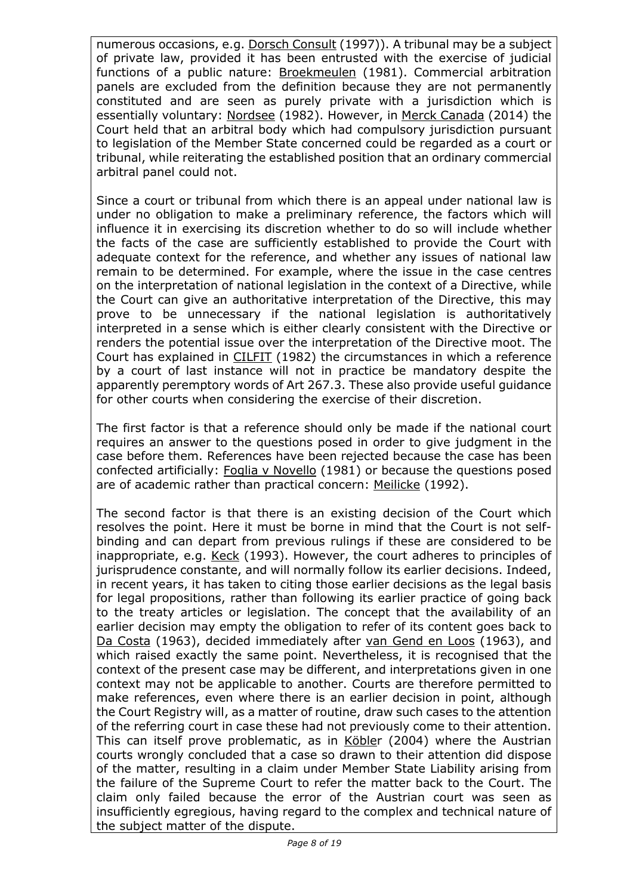numerous occasions, e.g. Dorsch Consult (1997)). A tribunal may be a subject of private law, provided it has been entrusted with the exercise of judicial functions of a public nature: Broekmeulen (1981). Commercial arbitration panels are excluded from the definition because they are not permanently constituted and are seen as purely private with a jurisdiction which is essentially voluntary: Nordsee (1982). However, in Merck Canada (2014) the Court held that an arbitral body which had compulsory jurisdiction pursuant to legislation of the Member State concerned could be regarded as a court or tribunal, while reiterating the established position that an ordinary commercial arbitral panel could not.

Since a court or tribunal from which there is an appeal under national law is under no obligation to make a preliminary reference, the factors which will influence it in exercising its discretion whether to do so will include whether the facts of the case are sufficiently established to provide the Court with adequate context for the reference, and whether any issues of national law remain to be determined. For example, where the issue in the case centres on the interpretation of national legislation in the context of a Directive, while the Court can give an authoritative interpretation of the Directive, this may prove to be unnecessary if the national legislation is authoritatively interpreted in a sense which is either clearly consistent with the Directive or renders the potential issue over the interpretation of the Directive moot. The Court has explained in CILFIT (1982) the circumstances in which a reference by a court of last instance will not in practice be mandatory despite the apparently peremptory words of Art 267.3. These also provide useful guidance for other courts when considering the exercise of their discretion.

The first factor is that a reference should only be made if the national court requires an answer to the questions posed in order to give judgment in the case before them. References have been rejected because the case has been confected artificially: Foglia v Novello (1981) or because the questions posed are of academic rather than practical concern: Meilicke (1992).

The second factor is that there is an existing decision of the Court which resolves the point. Here it must be borne in mind that the Court is not self-binding and can depart from previous rulings if these are considered to be inappropriate, e.g. Keck (1993). However, the court adheres to principles of jurisprudence constante, and will normally follow its earlier decisions. Indeed, in recent years, it has taken to citing those earlier decisions as the legal basis for legal propositions, rather than following its earlier practice of going back to the treaty articles or legislation. The concept that the availability of an earlier decision may empty the obligation to refer of its content goes back to Da Costa (1963), decided immediately after van Gend en Loos (1963), and which raised exactly the same point. Nevertheless, it is recognised that the context of the present case may be different, and interpretations given in one context may not be applicable to another. Courts are therefore permitted to make references, even where there is an earlier decision in point, although the Court Registry will, as a matter of routine, draw such cases to the attention of the referring court in case these had not previously come to their attention. This can itself prove problematic, as in Köbler (2004) where the Austrian courts wrongly concluded that a case so drawn to their attention did dispose of the matter, resulting in a claim under Member State Liability arising from the failure of the Supreme Court to refer the matter back to the Court. The claim only failed because the error of the Austrian court was seen as insufficiently egregious, having regard to the complex and technical nature of the subject matter of the dispute.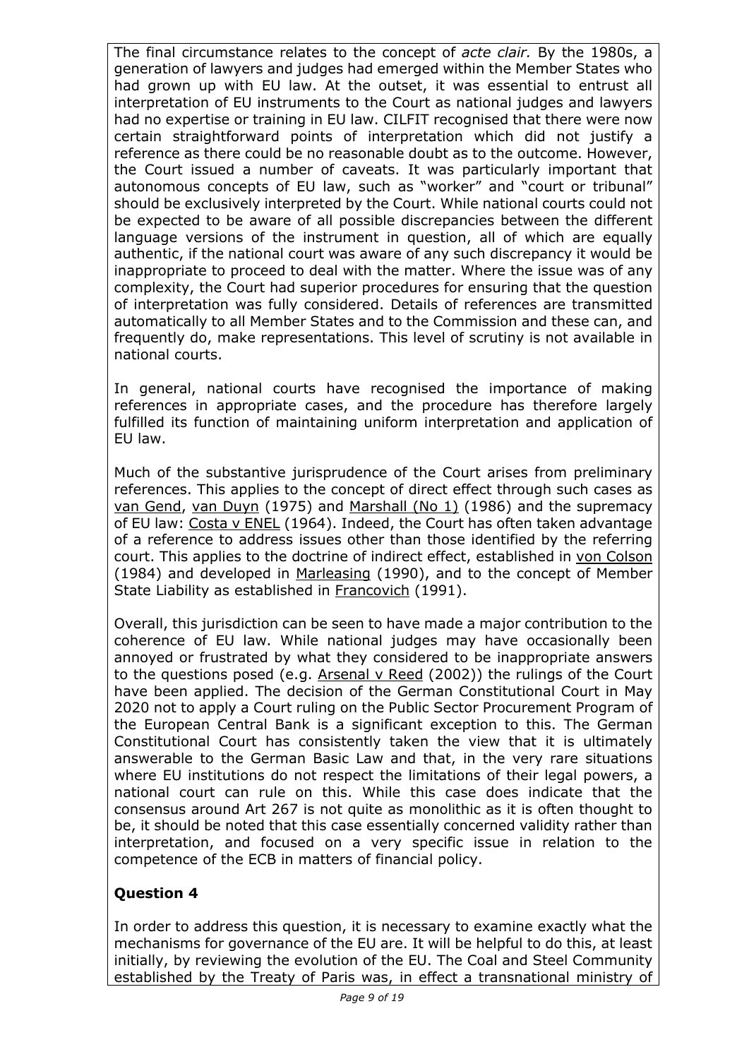The final circumstance relates to the concept of *acte clair.* By the 1980s, a generation of lawyers and judges had emerged within the Member States who had grown up with EU law. At the outset, it was essential to entrust all interpretation of EU instruments to the Court as national judges and lawyers had no expertise or training in EU law. CILFIT recognised that there were now certain straightforward points of interpretation which did not justify a reference as there could be no reasonable doubt as to the outcome. However, the Court issued a number of caveats. It was particularly important that autonomous concepts of EU law, such as "worker" and "court or tribunal" should be exclusively interpreted by the Court. While national courts could not be expected to be aware of all possible discrepancies between the different language versions of the instrument in question, all of which are equally authentic, if the national court was aware of any such discrepancy it would be inappropriate to proceed to deal with the matter. Where the issue was of any complexity, the Court had superior procedures for ensuring that the question of interpretation was fully considered. Details of references are transmitted automatically to all Member States and to the Commission and these can, and frequently do, make representations. This level of scrutiny is not available in national courts.

In general, national courts have recognised the importance of making references in appropriate cases, and the procedure has therefore largely fulfilled its function of maintaining uniform interpretation and application of EU law.

Much of the substantive jurisprudence of the Court arises from preliminary references. This applies to the concept of direct effect through such cases as van Gend, van Duyn (1975) and Marshall (No 1) (1986) and the supremacy of EU law: Costa v ENEL (1964). Indeed, the Court has often taken advantage of a reference to address issues other than those identified by the referring court. This applies to the doctrine of indirect effect, established in von Colson (1984) and developed in Marleasing (1990), and to the concept of Member State Liability as established in Francovich (1991).

Overall, this jurisdiction can be seen to have made a major contribution to the coherence of EU law. While national judges may have occasionally been annoyed or frustrated by what they considered to be inappropriate answers to the questions posed (e.g. Arsenal v Reed (2002)) the rulings of the Court have been applied. The decision of the German Constitutional Court in May 2020 not to apply a Court ruling on the Public Sector Procurement Program of the European Central Bank is a significant exception to this. The German Constitutional Court has consistently taken the view that it is ultimately answerable to the German Basic Law and that, in the very rare situations where EU institutions do not respect the limitations of their legal powers, a national court can rule on this. While this case does indicate that the consensus around Art 267 is not quite as monolithic as it is often thought to be, it should be noted that this case essentially concerned validity rather than interpretation, and focused on a very specific issue in relation to the competence of the ECB in matters of financial policy.

**Question 4**

In order to address this question, it is necessary to examine exactly what the mechanisms for governance of the EU are. It will be helpful to do this, at least initially, by reviewing the evolution of the EU. The Coal and Steel Community established by the Treaty of Paris was, in effect a transnational ministry of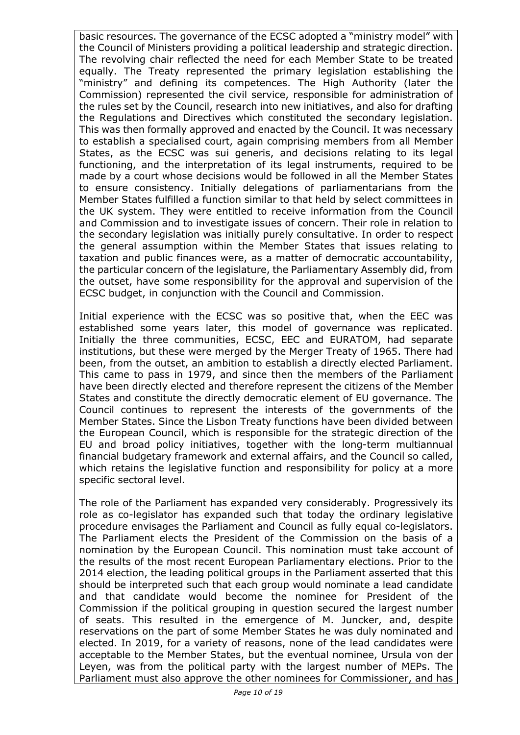basic resources. The governance of the ECSC adopted a "ministry model" with the Council of Ministers providing a political leadership and strategic direction. The revolving chair reflected the need for each Member State to be treated equally. The Treaty represented the primary legislation establishing the "ministry" and defining its competences. The High Authority (later the Commission) represented the civil service, responsible for administration of the rules set by the Council, research into new initiatives, and also for drafting the Regulations and Directives which constituted the secondary legislation. This was then formally approved and enacted by the Council. It was necessary to establish a specialised court, again comprising members from all Member States, as the ECSC was sui generis, and decisions relating to its legal functioning, and the interpretation of its legal instruments, required to be made by a court whose decisions would be followed in all the Member States to ensure consistency. Initially delegations of parliamentarians from the Member States fulfilled a function similar to that held by select committees in the UK system. They were entitled to receive information from the Council and Commission and to investigate issues of concern. Their role in relation to the secondary legislation was initially purely consultative. In order to respect the general assumption within the Member States that issues relating to taxation and public finances were, as a matter of democratic accountability, the particular concern of the legislature, the Parliamentary Assembly did, from the outset, have some responsibility for the approval and supervision of the ECSC budget, in conjunction with the Council and Commission.

Initial experience with the ECSC was so positive that, when the EEC was established some years later, this model of governance was replicated. Initially the three communities, ECSC, EEC and EURATOM, had separate institutions, but these were merged by the Merger Treaty of 1965. There had been, from the outset, an ambition to establish a directly elected Parliament. This came to pass in 1979, and since then the members of the Parliament have been directly elected and therefore represent the citizens of the Member States and constitute the directly democratic element of EU governance. The Council continues to represent the interests of the governments of the Member States. Since the Lisbon Treaty functions have been divided between the European Council, which is responsible for the strategic direction of the EU and broad policy initiatives, together with the long-term multiannual financial budgetary framework and external affairs, and the Council so called, which retains the legislative function and responsibility for policy at a more specific sectoral level.

The role of the Parliament has expanded very considerably. Progressively its role as co-legislator has expanded such that today the ordinary legislative procedure envisages the Parliament and Council as fully equal co-legislators. The Parliament elects the President of the Commission on the basis of a nomination by the European Council. This nomination must take account of the results of the most recent European Parliamentary elections. Prior to the 2014 election, the leading political groups in the Parliament asserted that this should be interpreted such that each group would nominate a lead candidate and that candidate would become the nominee for President of the Commission if the political grouping in question secured the largest number of seats. This resulted in the emergence of M. Juncker, and, despite reservations on the part of some Member States he was duly nominated and elected. In 2019, for a variety of reasons, none of the lead candidates were acceptable to the Member States, but the eventual nominee, Ursula von der Leyen, was from the political party with the largest number of MEPs. The Parliament must also approve the other nominees for Commissioner, and has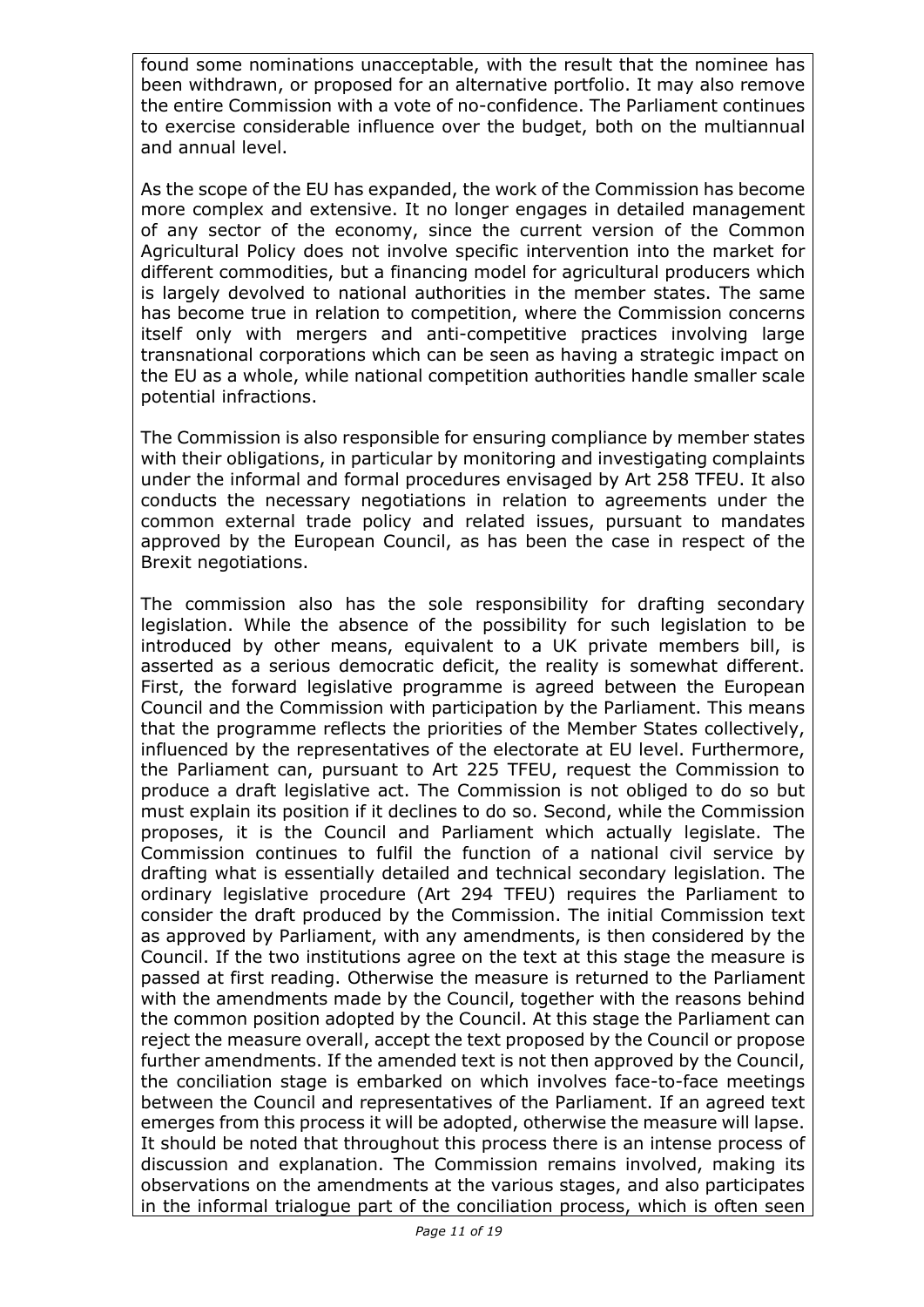found some nominations unacceptable, with the result that the nominee has been withdrawn, or proposed for an alternative portfolio. It may also remove the entire Commission with a vote of no-confidence. The Parliament continues to exercise considerable influence over the budget, both on the multiannual and annual level.

As the scope of the EU has expanded, the work of the Commission has become more complex and extensive. It no longer engages in detailed management of any sector of the economy, since the current version of the Common Agricultural Policy does not involve specific intervention into the market for different commodities, but a financing model for agricultural producers which is largely devolved to national authorities in the member states. The same has become true in relation to competition, where the Commission concerns itself only with mergers and anti-competitive practices involving large transnational corporations which can be seen as having a strategic impact on the EU as a whole, while national competition authorities handle smaller scale potential infractions.

The Commission is also responsible for ensuring compliance by member states with their obligations, in particular by monitoring and investigating complaints under the informal and formal procedures envisaged by Art 258 TFEU. It also conducts the necessary negotiations in relation to agreements under the common external trade policy and related issues, pursuant to mandates approved by the European Council, as has been the case in respect of the Brexit negotiations.

The commission also has the sole responsibility for drafting secondary legislation. While the absence of the possibility for such legislation to be introduced by other means, equivalent to a UK private members bill, is asserted as a serious democratic deficit, the reality is somewhat different. First, the forward legislative programme is agreed between the European Council and the Commission with participation by the Parliament. This means that the programme reflects the priorities of the Member States collectively, influenced by the representatives of the electorate at EU level. Furthermore, the Parliament can, pursuant to Art 225 TFEU, request the Commission to produce a draft legislative act. The Commission is not obliged to do so but must explain its position if it declines to do so. Second, while the Commission proposes, it is the Council and Parliament which actually legislate. The Commission continues to fulfil the function of a national civil service by drafting what is essentially detailed and technical secondary legislation. The ordinary legislative procedure (Art 294 TFEU) requires the Parliament to consider the draft produced by the Commission. The initial Commission text as approved by Parliament, with any amendments, is then considered by the Council. If the two institutions agree on the text at this stage the measure is passed at first reading. Otherwise the measure is returned to the Parliament with the amendments made by the Council, together with the reasons behind the common position adopted by the Council. At this stage the Parliament can reject the measure overall, accept the text proposed by the Council or propose further amendments. If the amended text is not then approved by the Council, the conciliation stage is embarked on which involves face-to-face meetings between the Council and representatives of the Parliament. If an agreed text emerges from this process it will be adopted, otherwise the measure will lapse. It should be noted that throughout this process there is an intense process of discussion and explanation. The Commission remains involved, making its observations on the amendments at the various stages, and also participates in the informal trialogue part of the conciliation process, which is often seen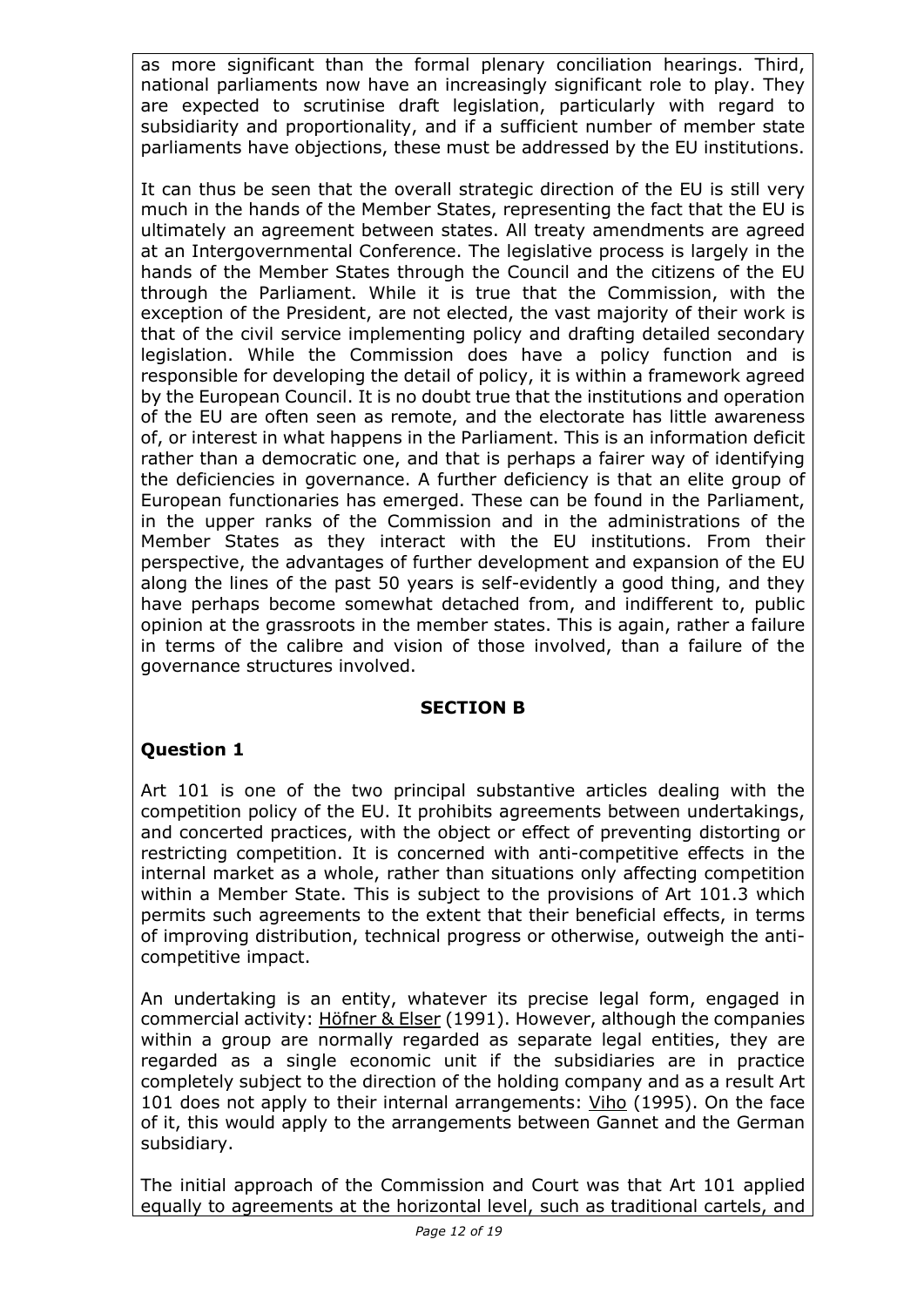as more significant than the formal plenary conciliation hearings. Third, national parliaments now have an increasingly significant role to play. They are expected to scrutinise draft legislation, particularly with regard to subsidiarity and proportionality, and if a sufficient number of member state parliaments have objections, these must be addressed by the EU institutions.

It can thus be seen that the overall strategic direction of the EU is still very much in the hands of the Member States, representing the fact that the EU is ultimately an agreement between states. All treaty amendments are agreed at an Intergovernmental Conference. The legislative process is largely in the hands of the Member States through the Council and the citizens of the EU through the Parliament. While it is true that the Commission, with the exception of the President, are not elected, the vast majority of their work is that of the civil service implementing policy and drafting detailed secondary legislation. While the Commission does have a policy function and is responsible for developing the detail of policy, it is within a framework agreed by the European Council. It is no doubt true that the institutions and operation of the EU are often seen as remote, and the electorate has little awareness of, or interest in what happens in the Parliament. This is an information deficit rather than a democratic one, and that is perhaps a fairer way of identifying the deficiencies in governance. A further deficiency is that an elite group of European functionaries has emerged. These can be found in the Parliament, in the upper ranks of the Commission and in the administrations of the Member States as they interact with the EU institutions. From their perspective, the advantages of further development and expansion of the EU along the lines of the past 50 years is self-evidently a good thing, and they have perhaps become somewhat detached from, and indifferent to, public opinion at the grassroots in the member states. This is again, rather a failure in terms of the calibre and vision of those involved, than a failure of the governance structures involved.

## SECTION B

### Question 1

Art 101 is one of the two principal substantive articles dealing with the competition policy of the EU. It prohibits agreements between undertakings, and concerted practices, with the object or effect of preventing distorting or restricting competition. It is concerned with anti-competitive effects in the internal market as a whole, rather than situations only affecting competition within a Member State. This is subject to the provisions of Art 101.3 which permits such agreements to the extent that their beneficial effects, in terms of improving distribution, technical progress or otherwise, outweigh the anti-competitive impact.

An undertaking is an entity, whatever its precise legal form, engaged in commercial activity: Höfner & Elser (1991). However, although the companies within a group are normally regarded as separate legal entities, they are regarded as a single economic unit if the subsidiaries are in practice completely subject to the direction of the holding company and as a result Art 101 does not apply to their internal arrangements: Viho (1995). On the face of it, this would apply to the arrangements between Gannet and the German subsidiary.

The initial approach of the Commission and Court was that Art 101 applied equally to agreements at the horizontal level, such as traditional cartels, and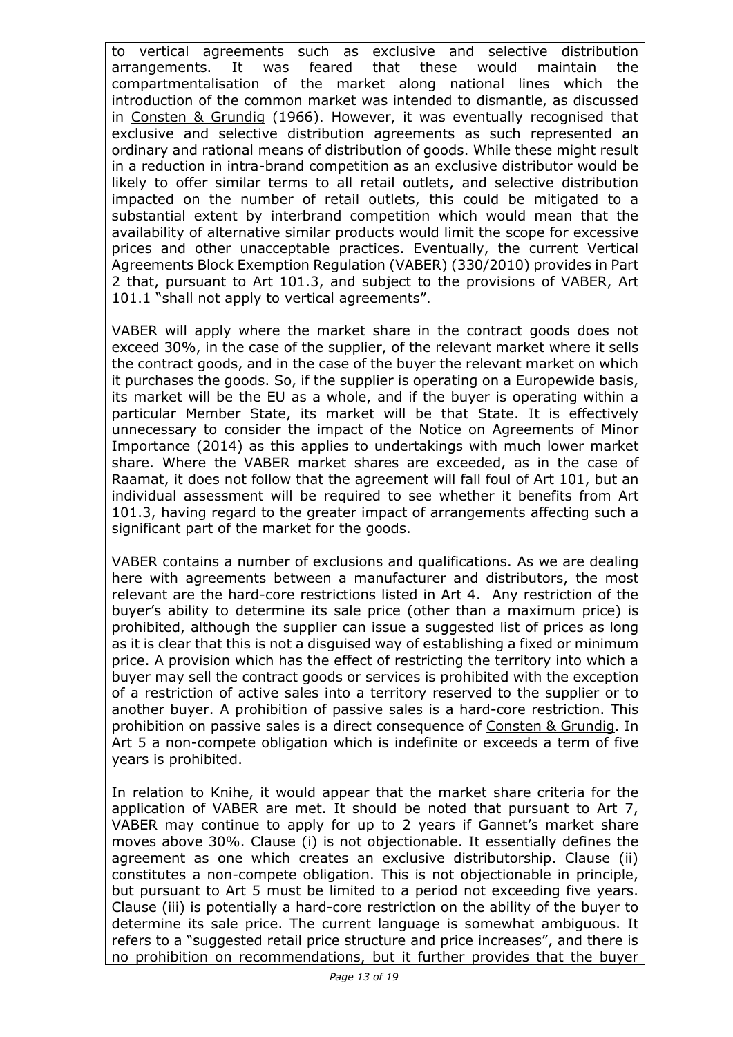to vertical agreements such as exclusive and selective distribution arrangements. It was feared that these would maintain the compartmentalisation of the common market along national lines which the introduction of the common market was intended to dismantle, as discussed in Consten & Grundig (1966). However, it was eventually recognised that exclusive and selective distribution agreements as such represented an ordinary and rational means of distribution of goods. While these might result in a reduction in intra-brand competition as an exclusive distributor would be likely to offer similar terms to all retail outlets, and selective distribution impacted on the number of retail outlets, this could be mitigated to a substantial extent by interbrand competition which would mean that the availability of alternative similar products would limit the scope for excessive prices and other unacceptable practices. Eventually, the current Vertical Agreements Block Exemption Regulation (VABER) (330/2010) provides in Part 2 that, pursuant to Art 101.3, and subject to the provisions of VABER, Art 101.1 "shall not apply to vertical agreements".

VABER will apply where the market share in the contract goods does not exceed 30%, in the case of the supplier, of the relevant market where it sells the contract goods, and in the case of the buyer the relevant market on which it purchases the goods. So, if the supplier is operating on a Europewide basis, its market will be the EU as a whole, and if the buyer is operating within a particular Member State, its market will be that State. It is effectively unnecessary to consider the impact of the Notice on Agreements of Minor Importance (2014) as this applies to undertakings with much lower market share. Where the VABER market shares are exceeded, as in the case of Raamat, it does not follow that the agreement will fall foul of Art 101, but an individual assessment will be required to see whether it benefits from Art 101.3, having regard to the greater impact of arrangements affecting such a significant part of the market for the goods.

VABER contains a number of exclusions and qualifications. As we are dealing here with agreements between a manufacturer and distributors, the most relevant are the hard-core restrictions listed in Art 4. Any restriction of the buyer's ability to determine its sale price (other than a maximum price) is prohibited, although the supplier can issue a suggested list of prices as long as it is clear that this is not a disguised way of establishing a fixed or minimum price. A provision which has the effect of restricting the territory into which a buyer may sell the contract goods or services is prohibited with the exception of a restriction of active sales into a territory reserved to the supplier or to another buyer. A prohibition of passive sales is a hard-core restriction. This prohibition on passive sales is a direct consequence of Consten & Grundig. In Art 5 a non-compete obligation which is indefinite or exceeds a term of five years is prohibited.

In relation to Knihe, it would appear that the market share criteria for the application of VABER are met. It should be noted that pursuant to Art 7, VABER may continue to apply for up to 2 years if Gannet's market share moves above 30%. Clause (i) is not objectionable. It essentially defines the agreement as one which creates an exclusive distributorship. Clause (ii) constitutes a non-compete obligation. This is not objectionable in principle, but pursuant to Art 5 must be limited to a period not exceeding five years. Clause (iii) is potentially a hard-core restriction on the ability of the buyer to determine its sale price. The current language is somewhat ambiguous. It refers to a "suggested retail price structure and price increases", and there is no prohibition on recommendations, but it further provides that the buyer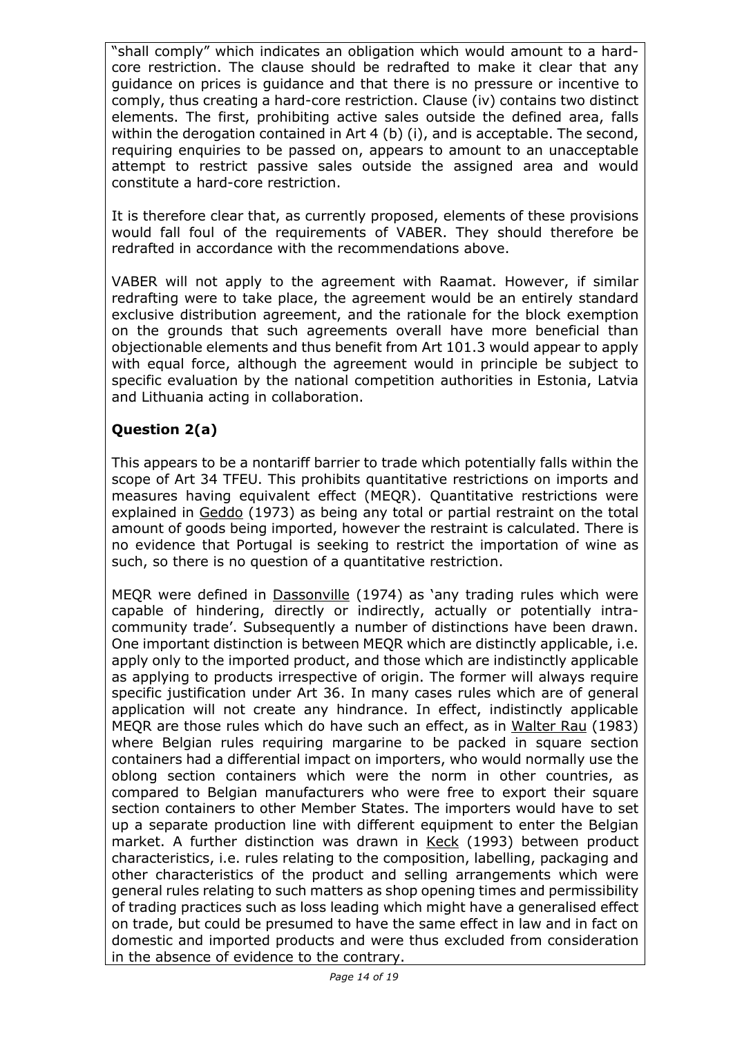"shall comply" which indicates an obligation which would amount to a hard-core restriction. The clause should be redrafted to make it clear that any guidance on prices is guidance and that there is no pressure or incentive to comply, thus creating a hard-core restriction. Clause (iv) contains two distinct elements. The first, prohibiting active sales outside the defined area, falls within the derogation contained in Art 4 (b) (i), and is acceptable. The second, requiring enquiries to be passed on, appears to amount to an unacceptable attempt to restrict passive sales outside the assigned area and would constitute a hard-core restriction.

It is therefore clear that, as currently proposed, elements of these provisions would fall foul of the requirements of VABER. They should therefore be redrafted in accordance with the recommendations above.

VABER will not apply to the agreement with Raamat. However, if similar redrafting were to take place, the agreement would be an entirely standard exclusive distribution agreement, and the rationale for the block exemption on the grounds that such agreements overall have more beneficial than objectionable elements and thus benefit from Art 101.3 would appear to apply with equal force, although the agreement would in principle be subject to specific evaluation by the national competition authorities in Estonia, Latvia and Lithuania acting in collaboration.

## Question 2(a)

This appears to be a nontariff barrier to trade which potentially falls within the scope of Art 34 TFEU. This prohibits quantitative restrictions on imports and measures having equivalent effect (MEQR). Quantitative restrictions were explained in Geddo (1973) as being any total or partial restraint on the total amount of goods being imported, however the restraint is calculated. There is no evidence that Portugal is seeking to restrict the importation of wine as such, so there is no question of a quantitative restriction.

MEQR were defined in Dassonville (1974) as 'any trading rules which were capable of hindering, directly or indirectly, actually or potentially intra-community trade'. Subsequently a number of distinctions have been drawn. One important distinction is between MEQR which are distinctly applicable, i.e. apply only to the imported product, and those which are indistinctly applicable as applying to products irrespective of origin. The former will always require specific justification under Art 36. In many cases rules which are of general application will not create any hindrance. In effect, indistinctly applicable MEQR are those rules which do have such an effect, as in Walter Rau (1983) where Belgian rules requiring margarine to be packed in square section containers had a differential impact on importers, who would normally use the oblong section containers which were the norm in other countries, as compared to Belgian manufacturers who were free to export their square section containers to other Member States. The importers would have to set up a separate production line with different equipment to enter the Belgian market. A further distinction was drawn in Keck (1993) between product characteristics, i.e. rules relating to the composition, labelling, packaging and other characteristics of the product and selling arrangements which were general rules relating to such matters as shop opening times and permissibility of trading practices such as loss leading which might have a generalised effect on trade, but could be presumed to have the same effect in law and in fact on domestic and imported products and were thus excluded from consideration in the absence of evidence to the contrary.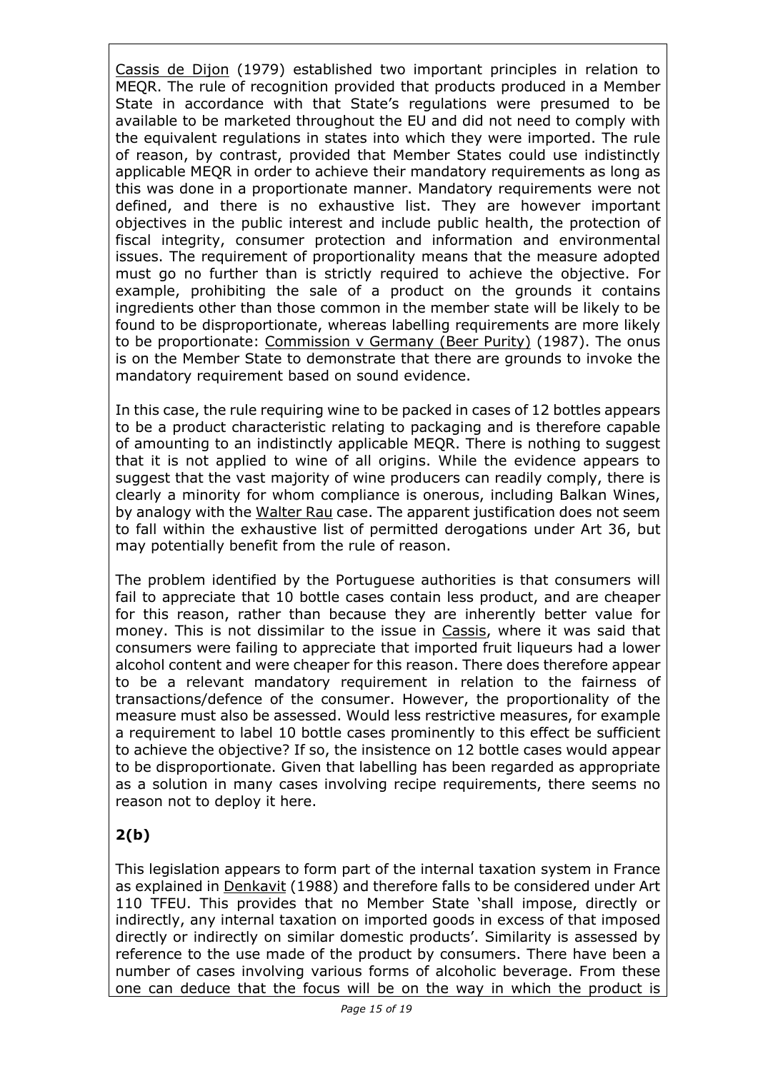Cassis de Dijon (1979) established two important principles in relation to MEQR. The rule of recognition provided that products produced in a Member State in accordance with that State's regulations were presumed to be available to be marketed throughout the EU and did not need to comply with the equivalent regulations in states into which they were imported. The rule of reason, by contrast, provided that Member States could use indistinctly applicable MEQR in order to achieve their mandatory requirements as long as this was done in a proportionate manner. Mandatory requirements were not defined, and there is no exhaustive list. They are however important objectives in the public interest and include public health, the protection of fiscal integrity, consumer protection and information and environmental issues. The requirement of proportionality means that the measure adopted must go no further than is strictly required to achieve the objective. For example, prohibiting the sale of a product on the grounds it contains ingredients other than those common in the member state will be likely to be found to be disproportionate, whereas labelling requirements are more likely to be proportionate: Commission v Germany (Beer Purity) (1987). The onus is on the Member State to demonstrate that there are grounds to invoke the mandatory requirement based on sound evidence.

In this case, the rule requiring wine to be packed in cases of 12 bottles appears to be a product characteristic relating to packaging and is therefore capable of amounting to an indistinctly applicable MEQR. There is nothing to suggest that it is not applied to wine of all origins. While the evidence appears to suggest that the vast majority of wine producers can readily comply, there is clearly a minority for whom compliance is onerous, including Balkan Wines, by analogy with the Walter Rau case. The apparent justification does not seem to fall within the exhaustive list of permitted derogations under Art 36, but may potentially benefit from the rule of reason.

The problem identified by the Portuguese authorities is that consumers will fail to appreciate that 10 bottle cases contain less product, and are cheaper for this reason, rather than because they are inherently better value for money. This is not dissimilar to the issue in Cassis, where it was said that consumers were failing to appreciate that imported fruit liqueurs had a lower alcohol content and were cheaper for this reason. There does therefore appear to be a relevant mandatory requirement in relation to the fairness of transactions/defence of the consumer. However, the proportionality of the measure must also be assessed. Would less restrictive measures, for example a requirement to label 10 bottle cases prominently to this effect be sufficient to achieve the objective? If so, the insistence on 12 bottle cases would appear to be disproportionate. Given that labelling has been regarded as appropriate as a solution in many cases involving recipe requirements, there seems no reason not to deploy it here.

**2(b)**

This legislation appears to form part of the internal taxation system in France as explained in Denkavit (1988) and therefore falls to be considered under Art 110 TFEU. This provides that no Member State 'shall impose, directly or indirectly, any internal taxation on imported goods in excess of that imposed directly or indirectly on similar domestic products'. Similarity is assessed by reference to the use made of the product by consumers. There have been a number of cases involving various forms of alcoholic beverage. From these one can deduce that the focus will be on the way in which the product is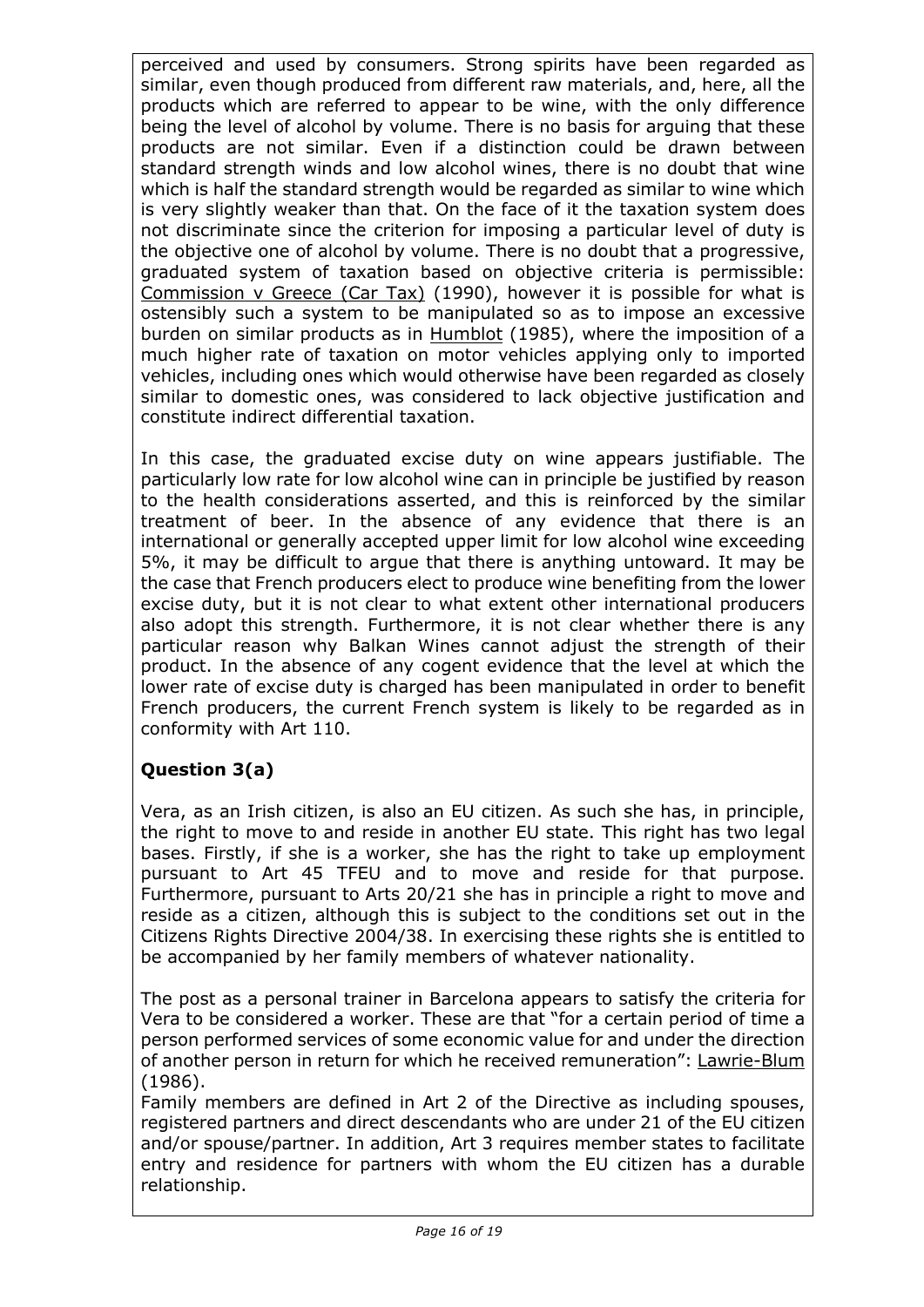perceived and used by consumers. Strong spirits have been regarded as similar, even though produced from different raw materials, and, here, all the products which are referred to appear to be wine, with the only difference being the level of alcohol by volume. There is no basis for arguing that these products are not similar. Even if a distinction could be drawn between standard strength winds and low alcohol wines, there is no doubt that wine which is half the standard strength would be regarded as similar to wine which is very slightly weaker than that. On the face of it the taxation system does not discriminate since the criterion for imposing a particular level of duty is the objective one of alcohol by volume. There is no doubt that a progressive, graduated system of taxation based on objective criteria is permissible: Commission v Greece (Car Tax) (1990), however it is possible for what is ostensibly such a system to be manipulated so as to impose an excessive burden on similar products as in Humblot (1985), where the imposition of a much higher rate of taxation on motor vehicles applying only to imported vehicles, including ones which would otherwise have been regarded as closely similar to domestic ones, was considered to lack objective justification and constitute indirect differential taxation.

In this case, the graduated excise duty on wine appears justifiable. The particularly low rate for low alcohol wine can in principle be justified by reason to the health considerations asserted, and this is reinforced by the similar treatment of beer. In the absence of any evidence that there is an international or generally accepted upper limit for low alcohol wine exceeding 5%, it may be difficult to argue that there is anything untoward. It may be the case that French producers elect to produce wine benefiting from the lower excise duty, but it is not clear to what extent other international producers also adopt this strength. Furthermore, it is not clear whether there is any particular reason why Balkan Wines cannot adjust the strength of their product. In the absence of any cogent evidence that the level at which the lower rate of excise duty is charged has been manipulated in order to benefit French producers, the current French system is likely to be regarded as in conformity with Art 110.

## Question 3(a)

Vera, as an Irish citizen, is also an EU citizen. As such she has, in principle, the right to move to and reside in another EU state. This right has two legal bases. Firstly, if she is a worker, she has the right to take up employment pursuant to Art 45 TFEU and to move and reside for that purpose. Furthermore, pursuant to Arts 20/21 she has in principle a right to move and reside as a citizen, although this is subject to the conditions set out in the Citizens Rights Directive 2004/38. In exercising these rights she is entitled to be accompanied by her family members of whatever nationality.

The post as a personal trainer in Barcelona appears to satisfy the criteria for Vera to be considered a worker. These are that "for a certain period of time a person performed services of some economic value for and under the direction of another person in return for which he received remuneration": Lawrie-Blum (1986).

Family members are defined in Art 2 of the Directive as including spouses, registered partners and direct descendants who are under 21 of the EU citizen and/or spouse/partner. In addition, Art 3 requires member states to facilitate entry and residence for partners with whom the EU citizen has a durable relationship.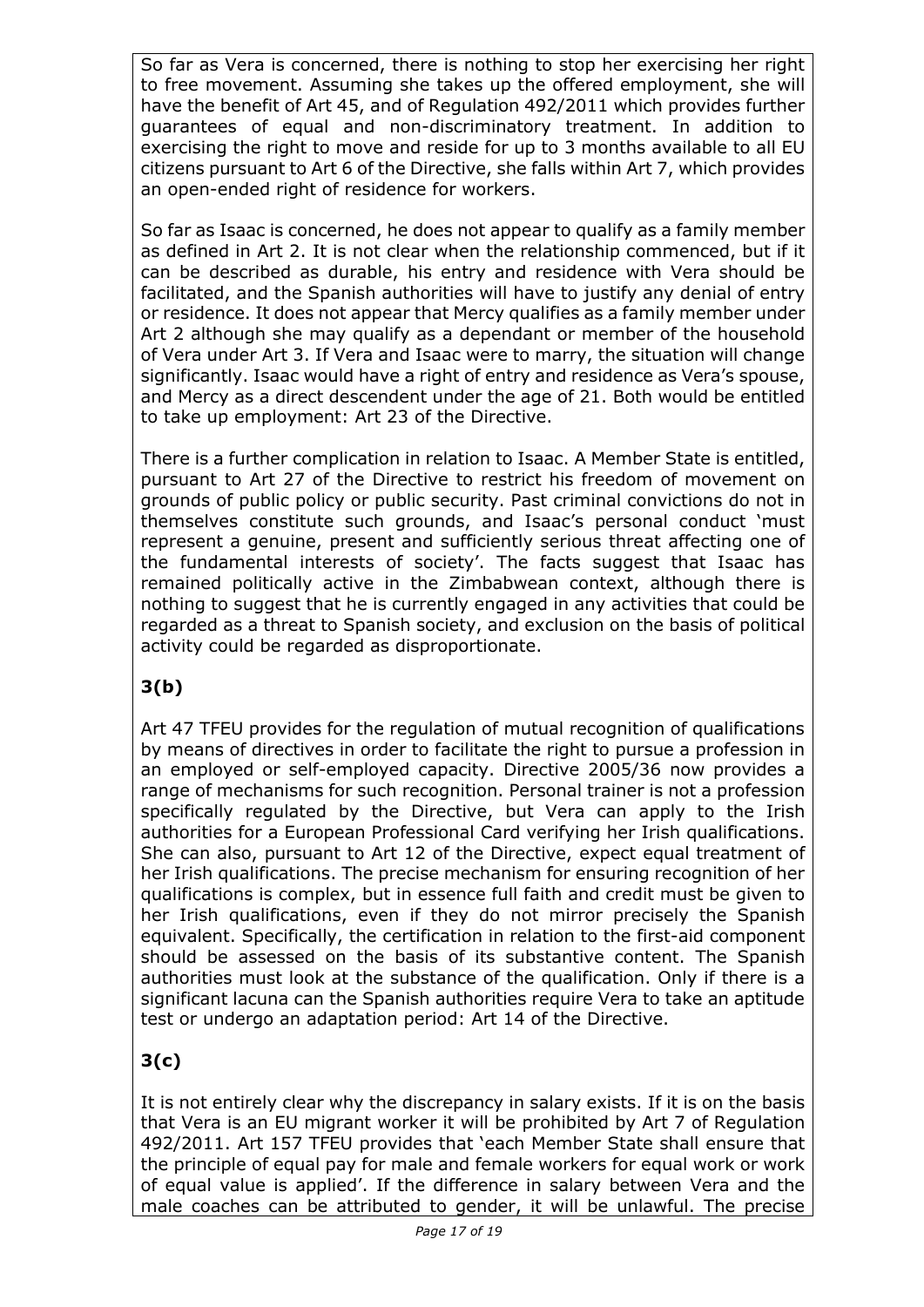So far as Vera is concerned, there is nothing to stop her exercising her right to free movement. Assuming she takes up the offered employment, she will have the benefit of Art 45, and of Regulation 492/2011 which provides further guarantees of equal and non-discriminatory treatment. In addition to exercising the right to move and reside for up to 3 months available to all EU citizens pursuant to Art 6 of the Directive, she falls within Art 7, which provides an open-ended right of residence for workers.

So far as Isaac is concerned, he does not appear to qualify as a family member as defined in Art 2. It is not clear when the relationship commenced, but if it can be described as durable, his entry and residence with Vera should be facilitated, and the Spanish authorities will have to justify any denial of entry or residence. It does not appear that Mercy qualifies as a family member under Art 2 although she may qualify as a dependant or member of the household of Vera under Art 3. If Vera and Isaac were to marry, the situation will change significantly. Isaac would have a right of entry and residence as Vera's spouse, and Mercy as a direct descendent under the age of 21. Both would be entitled to take up employment: Art 23 of the Directive.

There is a further complication in relation to Isaac. A Member State is entitled, pursuant to Art 27 of the Directive to restrict his freedom of movement on grounds of public policy or public security. Past criminal convictions do not in themselves constitute such grounds, and Isaac's personal conduct 'must represent a genuine, present and sufficiently serious threat affecting one of the fundamental interests of society'. The facts suggest that Isaac has remained politically active in the Zimbabwean context, although there is nothing to suggest that he is currently engaged in any activities that could be regarded as a threat to Spanish society, and exclusion on the basis of political activity could be regarded as disproportionate.

## 3(b)

Art 47 TFEU provides for the regulation of mutual recognition of qualifications by means of directives in order to facilitate the right to pursue a profession in an employed or self-employed capacity. Directive 2005/36 now provides a range of mechanisms for such recognition. Personal trainer is not a profession specifically regulated by the Directive, but Vera can apply to the Irish authorities for a European Professional Card verifying her Irish qualifications. She can also, pursuant to Art 12 of the Directive, expect equal treatment of her Irish qualifications. The precise mechanism for ensuring recognition of her qualifications is complex, but in essence full faith and credit must be given to her Irish qualifications, even if they do not mirror precisely the Spanish equivalent. Specifically, the certification in relation to the first-aid component should be assessed on the basis of its substantive content. The Spanish authorities must look at the substance of the qualification. Only if there is a significant lacuna can the Spanish authorities require Vera to take an aptitude test or undergo an adaptation period: Art 14 of the Directive.

## 3(c)

It is not entirely clear why the discrepancy in salary exists. If it is on the basis that Vera is an EU migrant worker it will be prohibited by Art 7 of Regulation 492/2011. Art 157 TFEU provides that 'each Member State shall ensure that the principle of equal pay for male and female workers for equal work or work of equal value is applied'. If the difference in salary between Vera and the male coaches can be attributed to gender, it will be unlawful. The precise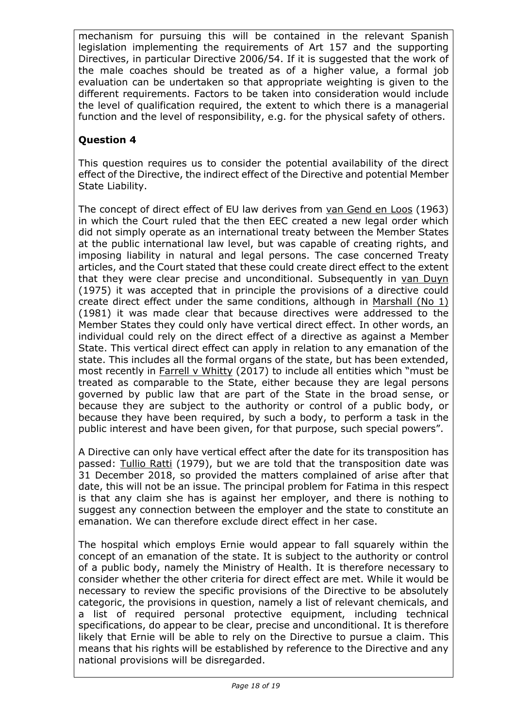mechanism for pursuing this will be contained in the relevant Spanish legislation implementing the requirements of Art 157 and the supporting Directives, in particular Directive 2006/54. If it is suggested that the work of the male coaches should be treated as of a higher value, a formal job evaluation can be undertaken so that appropriate weighting is given to the different requirements. Factors to be taken into consideration would include the level of qualification required, the extent to which there is a managerial function and the level of responsibility, e.g. for the physical safety of others.

## Question 4

This question requires us to consider the potential availability of the direct effect of the Directive, the indirect effect of the Directive and potential Member State Liability.

The concept of direct effect of EU law derives from van Gend en Loos (1963) in which the Court ruled that the then EEC created a new legal order which did not simply operate as an international treaty between the Member States at the public international law level, but was capable of creating rights, and imposing liability in natural and legal persons. The case concerned Treaty articles, and the Court stated that these could create direct effect to the extent that they were clear precise and unconditional. Subsequently in van Duyn (1975) it was accepted that in principle the provisions of a directive could create direct effect under the same conditions, although in Marshall (No 1) (1981) it was made clear that because directives were addressed to the Member States they could only have vertical direct effect. In other words, an individual could rely on the direct effect of a directive as against a Member State. This vertical direct effect can apply in relation to any emanation of the state. This includes all the formal organs of the state, but has been extended, most recently in Farrell v Whitty (2017) to include all entities which "must be treated as comparable to the State, either because they are legal persons governed by public law that are part of the State in the broad sense, or because they are subject to the authority or control of a public body, or because they have been required, by such a body, to perform a task in the public interest and have been given, for that purpose, such special powers".

A Directive can only have vertical effect after the date for its transposition has passed: Tullio Ratti (1979), but we are told that the transposition date was 31 December 2018, so provided the matters complained of arise after that date, this will not be an issue. The principal problem for Fatima in this respect is that any claim she has is against her employer, and there is nothing to suggest any connection between the employer and the state to constitute an emanation. We can therefore exclude direct effect in her case.

The hospital which employs Ernie would appear to fall squarely within the concept of an emanation of the state. It is subject to the authority or control of a public body, namely the Ministry of Health. It is therefore necessary to consider whether the other criteria for direct effect are met. While it would be necessary to review the specific provisions of the Directive to be absolutely categoric, the provisions in question, namely a list of relevant chemicals, and a list of required personal protective equipment, including technical specifications, do appear to be clear, precise and unconditional. It is therefore likely that Ernie will be able to rely on the Directive to pursue a claim. This means that his rights will be established by reference to the Directive and any national provisions will be disregarded.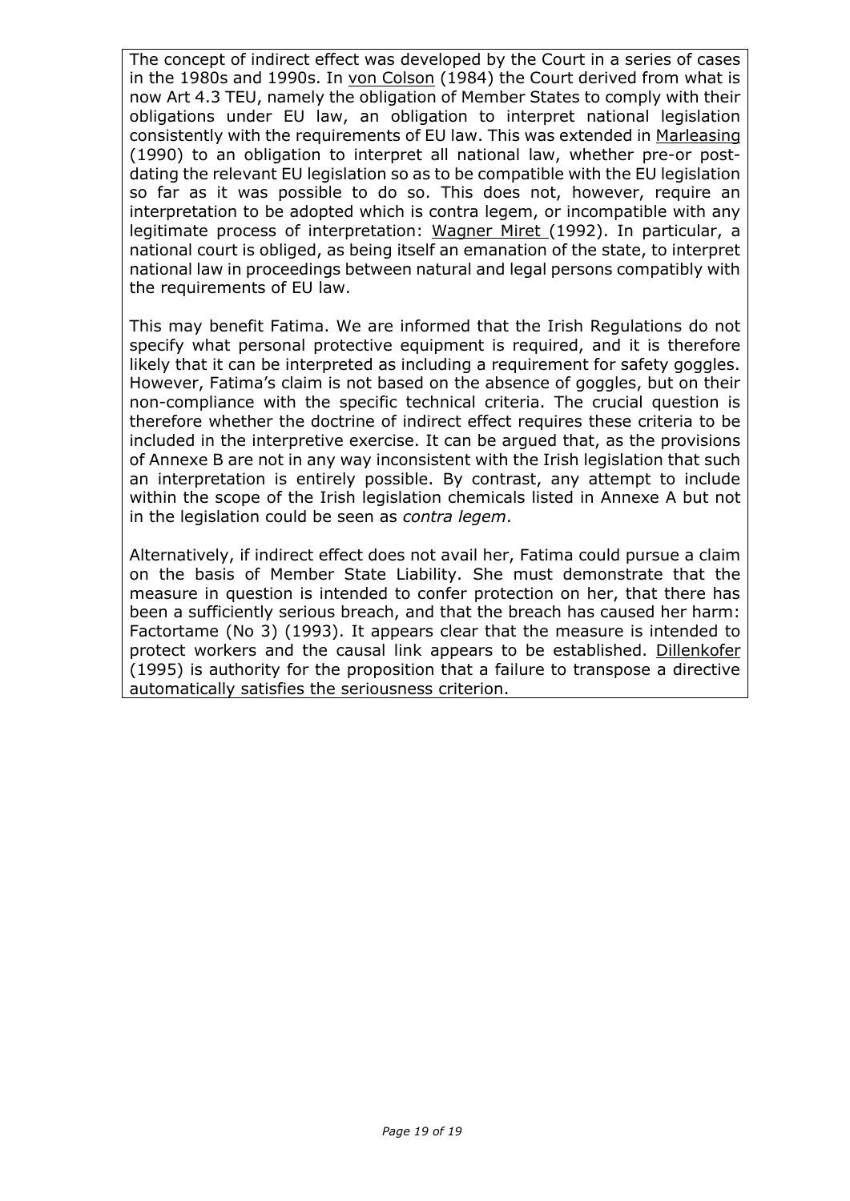The concept of indirect effect was developed by the Court in a series of cases in the 1980s and 1990s. In von Colson (1984) the Court derived from what is now Art 4.3 TEU, namely the obligation of Member States to comply with their obligations under EU law, an obligation to interpret national legislation consistently with the requirements of EU law. This was extended in Marleasing (1990) to an obligation to interpret all national law, whether pre-or post-dating the relevant EU legislation so as to be compatible with the EU legislation so far as it was possible to do so. This does not, however, require an interpretation to be adopted which is contra legem, or incompatible with any legitimate process of interpretation: Wagner Miret (1992). In particular, a national court is obliged, as being itself an emanation of the state, to interpret national law in proceedings between natural and legal persons compatibly with the requirements of EU law.

This may benefit Fatima. We are informed that the Irish Regulations do not specify what personal protective equipment is required, and it is therefore likely that it can be interpreted as including a requirement for safety goggles. However, Fatima's claim is not based on the absence of goggles, but on their non-compliance with the specific technical criteria. The crucial question is therefore whether the doctrine of indirect effect requires these criteria to be included in the interpretive exercise. It can be argued that, as the provisions of Annexe B are not in any way inconsistent with the Irish legislation that such an interpretation is entirely possible. By contrast, any attempt to include within the scope of the Irish legislation chemicals listed in Annexe A but not in the legislation could be seen as *contra legem*.

Alternatively, if indirect effect does not avail her, Fatima could pursue a claim on the basis of Member State Liability. She must demonstrate that the measure in question is intended to confer protection on her, that there has been a sufficiently serious breach, and that the breach has caused her harm: Factortame (No 3) (1993). It appears clear that the measure is intended to protect workers and the causal link appears to be established. Dillenkofer (1995) is authority for the proposition that a failure to transpose a directive automatically satisfies the seriousness criterion.